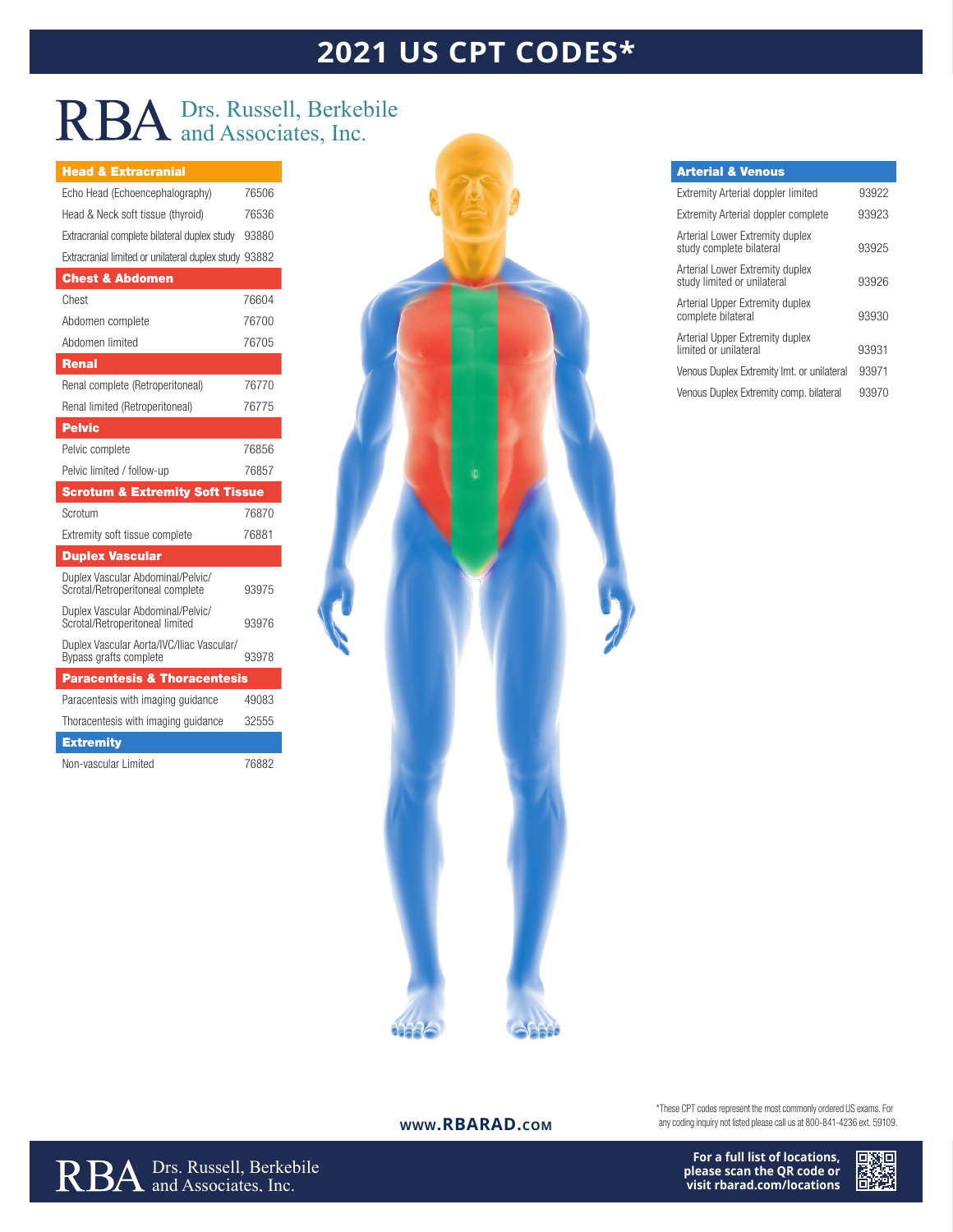# 2021 US CPT CODES*

**RBA** Drs. Russell, Berkebile and Associates, Inc.

| Head & Extracranial | |
|---|---|
| Echo Head (Echoencephalography) | 76506 |
| Head & Neck soft tissue (thyroid) | 76536 |
| Extracranial complete bilateral duplex study | 93880 |
| Extracranial limited or unilateral duplex study | 93882 |
| **Chest & Abdomen** | |
| Chest | 76604 |
| Abdomen complete | 76700 |
| Abdomen limited | 76705 |
| **Renal** | |
| Renal complete (Retroperitoneal) | 76770 |
| Renal limited (Retroperitoneal) | 76775 |
| **Pelvic** | |
| Pelvic complete | 76856 |
| Pelvic limited / follow-up | 76857 |
| **Scrotum & Extremity Soft Tissue** | |
| Scrotum | 76870 |
| Extremity soft tissue complete | 76881 |
| **Duplex Vascular** | |
| Duplex Vascular Abdominal/Pelvic/ Scrotal/Retroperitoneal complete | 93975 |
| Duplex Vascular Abdominal/Pelvic/ Scrotal/Retroperitoneal limited | 93976 |
| Duplex Vascular Aorta/IVC/Iliac Vascular/ Bypass grafts complete | 93978 |
| **Paracentesis & Thoracentesis** | |
| Paracentesis with imaging guidance | 49083 |
| Thoracentesis with imaging guidance | 32555 |
| **Extremity** | |
| Non-vascular Limited | 76882 |

| Arterial & Venous | |
|---|---|
| Extremity Arterial doppler limited | 93922 |
| Extremity Arterial doppler complete | 93923 |
| Arterial Lower Extremity duplex study complete bilateral | 93925 |
| Arterial Lower Extremity duplex study limited or unilateral | 93926 |
| Arterial Upper Extremity duplex complete bilateral | 93930 |
| Arterial Upper Extremity duplex limited or unilateral | 93931 |
| Venous Duplex Extremity lmt. or unilateral | 93971 |
| Venous Duplex Extremity comp. bilateral | 93970 |

www.RBARAD.com

*These CPT codes represent the most commonly ordered US exams. For any coding inquiry not listed please call us at 800-841-4236 ext. 59109.

**RBA** Drs. Russell, Berkebile and Associates, Inc.

**For a full list of locations, please scan the QR code or visit rbarad.com/locations**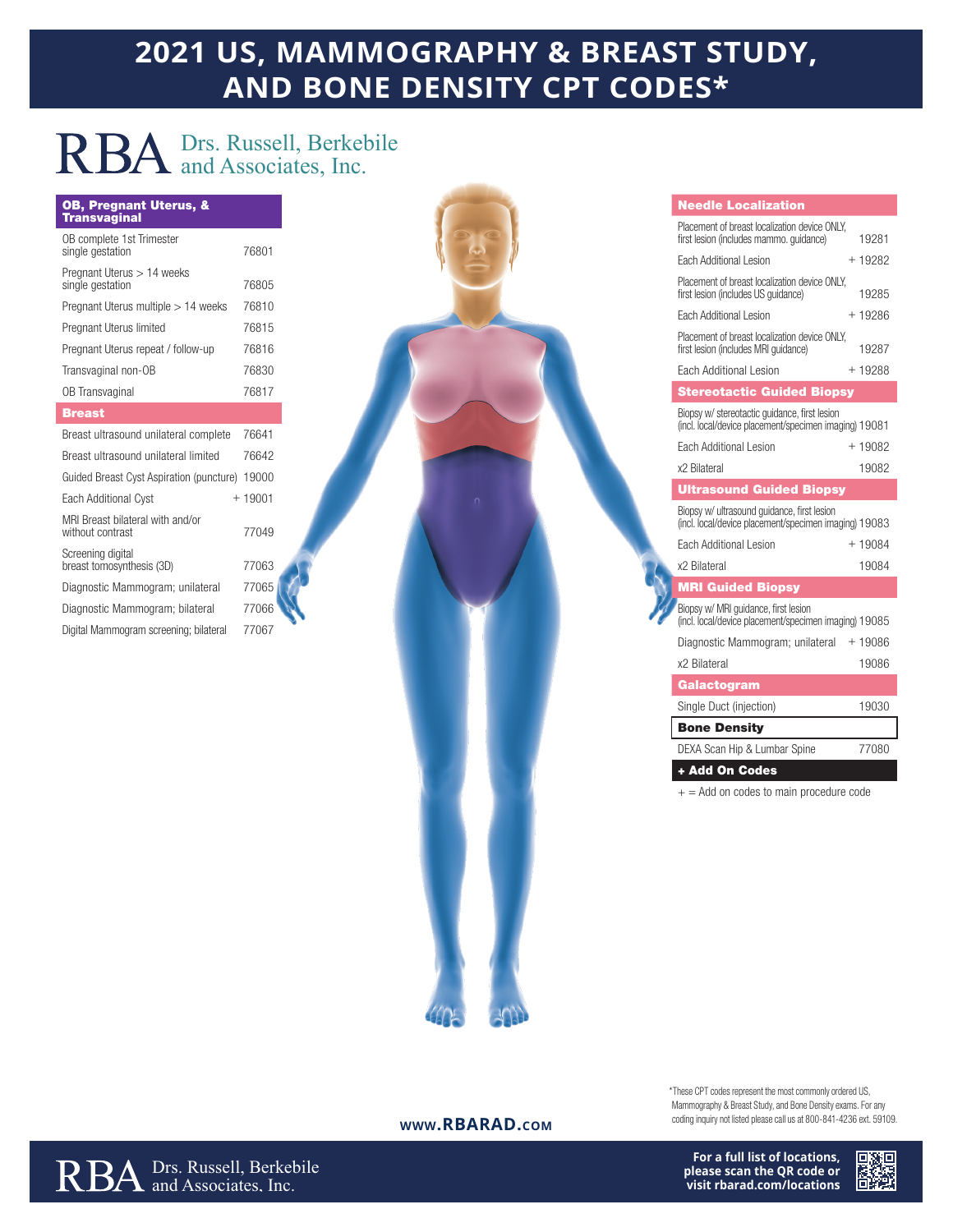# 2021 US, MAMMOGRAPHY & BREAST STUDY, AND BONE DENSITY CPT CODES*

RBA Drs. Russell, Berkebile and Associates, Inc.

## OB, Pregnant Uterus, & Transvaginal

| | |
|---|---|
| OB complete 1st Trimester single gestation | 76801 |
| Pregnant Uterus > 14 weeks single gestation | 76805 |
| Pregnant Uterus multiple > 14 weeks | 76810 |
| Pregnant Uterus limited | 76815 |
| Pregnant Uterus repeat / follow-up | 76816 |
| Transvaginal non-OB | 76830 |
| OB Transvaginal | 76817 |

## Breast

| | |
|---|---|
| Breast ultrasound unilateral complete | 76641 |
| Breast ultrasound unilateral limited | 76642 |
| Guided Breast Cyst Aspiration (puncture) | 19000 |
| Each Additional Cyst | + 19001 |
| MRI Breast bilateral with and/or without contrast | 77049 |
| Screening digital breast tomosynthesis (3D) | 77063 |
| Diagnostic Mammogram; unilateral | 77065 |
| Diagnostic Mammogram; bilateral | 77066 |
| Digital Mammogram screening; bilateral | 77067 |

## Needle Localization

| | |
|---|---|
| Placement of breast localization device ONLY, first lesion (includes mammo. guidance) | 19281 |
| Each Additional Lesion | + 19282 |
| Placement of breast localization device ONLY, first lesion (includes US guidance) | 19285 |
| Each Additional Lesion | + 19286 |
| Placement of breast localization device ONLY, first lesion (includes MRI guidance) | 19287 |
| Each Additional Lesion | + 19288 |

## Stereotactic Guided Biopsy

| | |
|---|---|
| Biopsy w/ stereotactic guidance, first lesion (incl. local/device placement/specimen imaging) | 19081 |
| Each Additional Lesion | + 19082 |
| x2 Bilateral | 19082 |

## Ultrasound Guided Biopsy

| | |
|---|---|
| Biopsy w/ ultrasound guidance, first lesion (incl. local/device placement/specimen imaging) | 19083 |
| Each Additional Lesion | + 19084 |
| x2 Bilateral | 19084 |

## MRI Guided Biopsy

| | |
|---|---|
| Biopsy w/ MRI guidance, first lesion (incl. local/device placement/specimen imaging) | 19085 |
| Diagnostic Mammogram; unilateral | + 19086 |
| x2 Bilateral | 19086 |

## Galactogram

| | |
|---|---|
| Single Duct (injection) | 19030 |

## Bone Density

| | |
|---|---|
| DEXA Scan Hip & Lumbar Spine | 77080 |

## + Add On Codes

+ = Add on codes to main procedure code

*These CPT codes represent the most commonly ordered US, Mammography & Breast Study, and Bone Density exams. For any coding inquiry not listed please call us at 800-841-4236 ext. 59109.

www.RBARAD.com

RBA Drs. Russell, Berkebile and Associates, Inc.

For a full list of locations, please scan the QR code or visit rbarad.com/locations